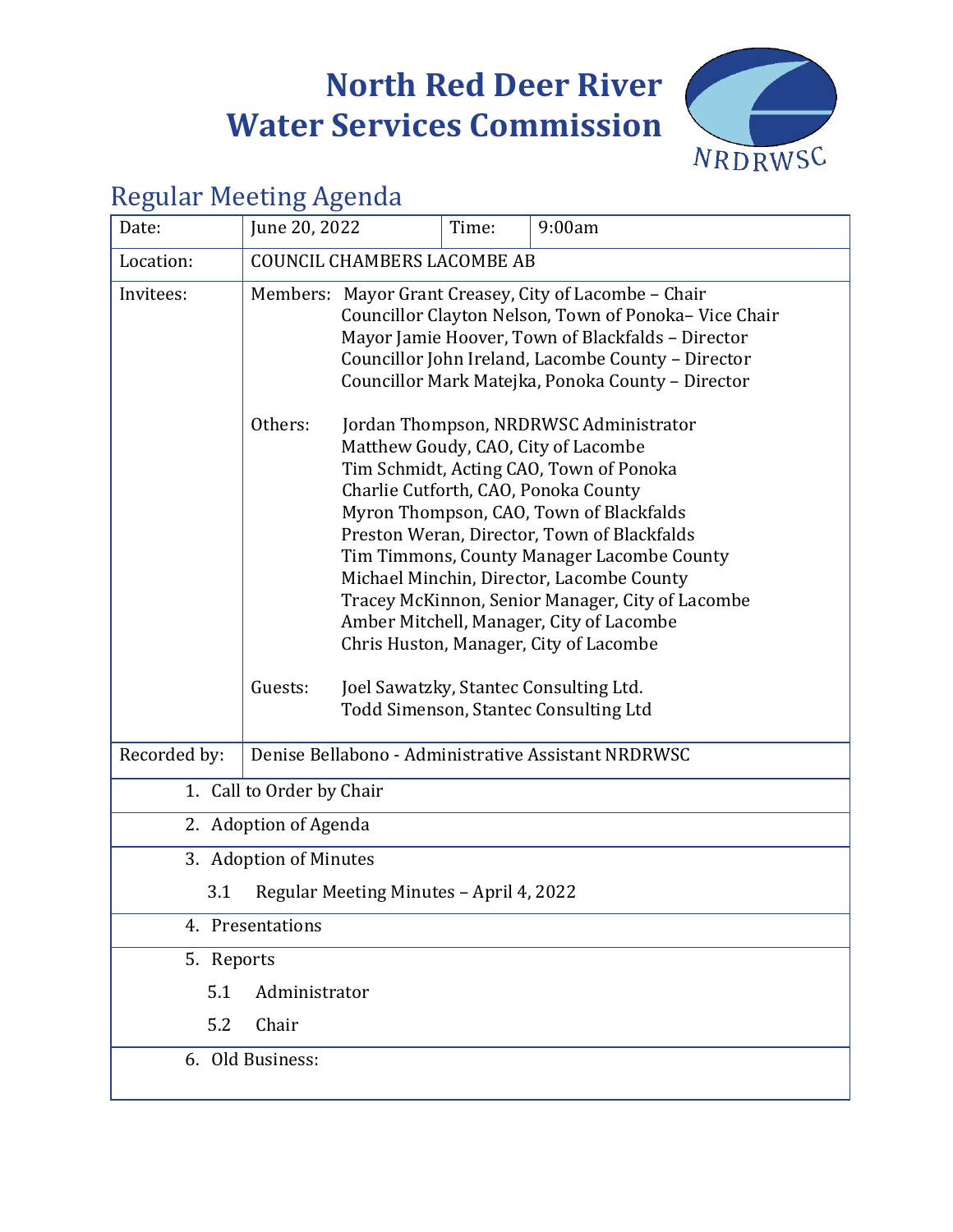# North Red Deer River Water Services Commission

NRDRWSC

## Regular Meeting Agenda

| Date: | June 20, 2022 | Time: | 9:00am |
|---|---|---|---|
| Location: | COUNCIL CHAMBERS LACOMBE AB | | |
| Invitees: | Members: Mayor Grant Creasey, City of Lacombe – Chair<br>Councillor Clayton Nelson, Town of Ponoka– Vice Chair<br>Mayor Jamie Hoover, Town of Blackfalds – Director<br>Councillor John Ireland, Lacombe County – Director<br>Councillor Mark Matejka, Ponoka County – Director<br><br>Others: Jordan Thompson, NRDRWSC Administrator<br>Matthew Goudy, CAO, City of Lacombe<br>Tim Schmidt, Acting CAO, Town of Ponoka<br>Charlie Cutforth, CAO, Ponoka County<br>Myron Thompson, CAO, Town of Blackfalds<br>Preston Weran, Director, Town of Blackfalds<br>Tim Timmons, County Manager Lacombe County<br>Michael Minchin, Director, Lacombe County<br>Tracey McKinnon, Senior Manager, City of Lacombe<br>Amber Mitchell, Manager, City of Lacombe<br>Chris Huston, Manager, City of Lacombe<br><br>Guests: Joel Sawatzky, Stantec Consulting Ltd.<br>Todd Simenson, Stantec Consulting Ltd | | |
| Recorded by: | Denise Bellabono - Administrative Assistant NRDRWSC | | |

1. Call to Order by Chair
2. Adoption of Agenda
3. Adoption of Minutes
   - 3.1 Regular Meeting Minutes – April 4, 2022
4. Presentations
5. Reports
   - 5.1 Administrator
   - 5.2 Chair
6. Old Business: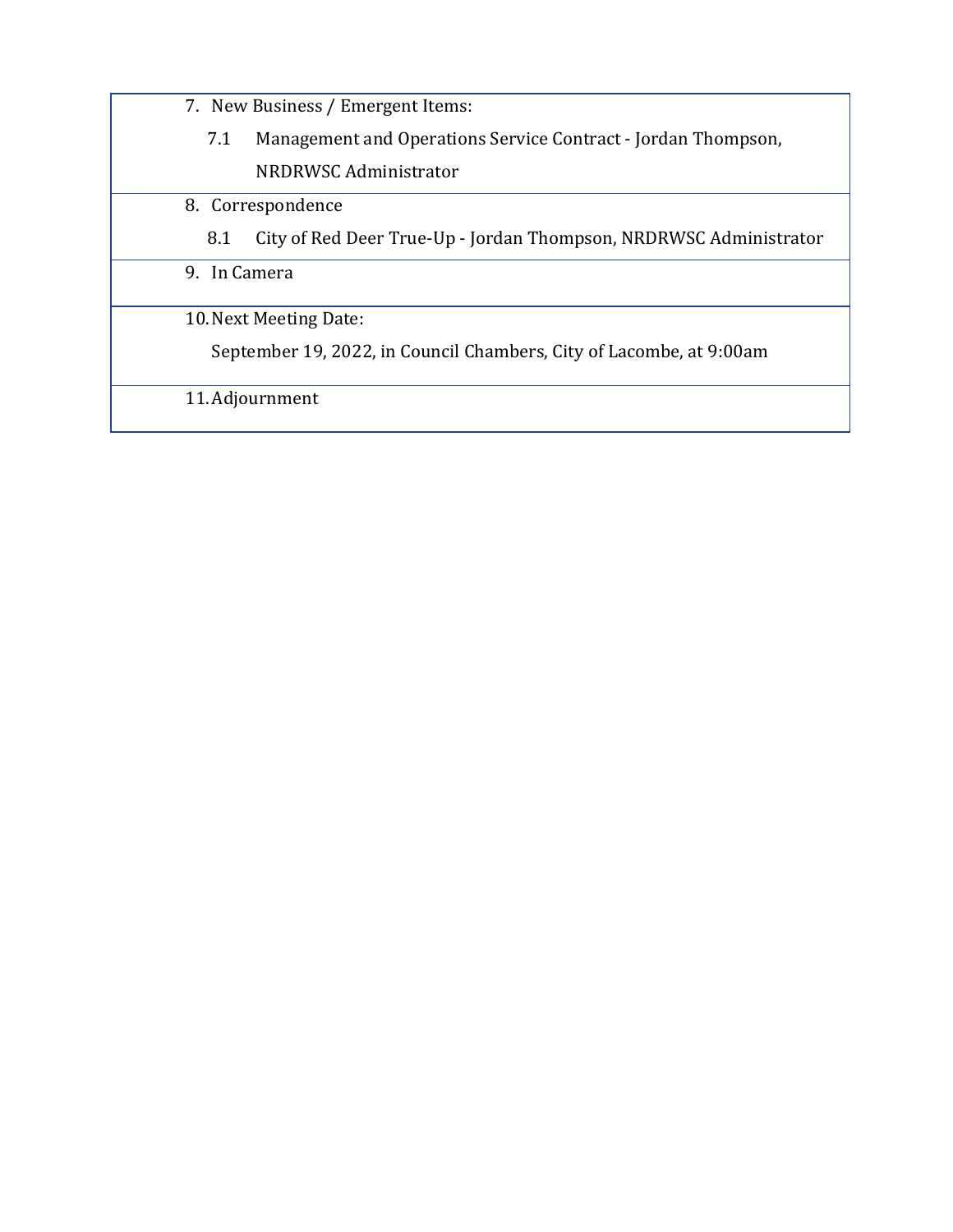7. New Business / Emergent Items:

   7.1 Management and Operations Service Contract - Jordan Thompson, NRDRWSC Administrator

8. Correspondence

   8.1 City of Red Deer True-Up - Jordan Thompson, NRDRWSC Administrator

9. In Camera

10. Next Meeting Date:

    September 19, 2022, in Council Chambers, City of Lacombe, at 9:00am

11. Adjournment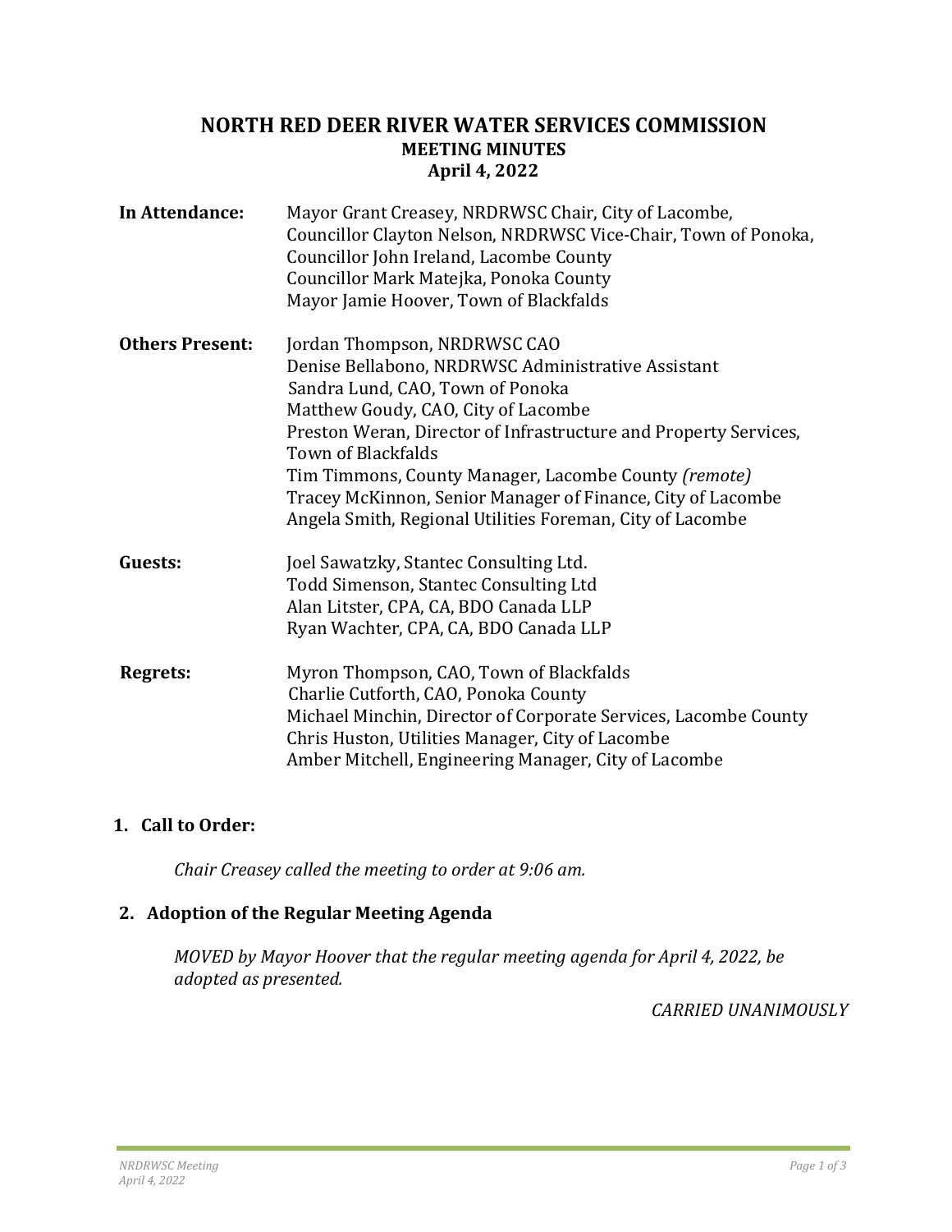# NORTH RED DEER RIVER WATER SERVICES COMMISSION
## MEETING MINUTES
## April 4, 2022

| | |
|---|---|
| **In Attendance:** | Mayor Grant Creasey, NRDRWSC Chair, City of Lacombe,<br>Councillor Clayton Nelson, NRDRWSC Vice-Chair, Town of Ponoka,<br>Councillor John Ireland, Lacombe County<br>Councillor Mark Matejka, Ponoka County<br>Mayor Jamie Hoover, Town of Blackfalds |
| **Others Present:** | Jordan Thompson, NRDRWSC CAO<br>Denise Bellabono, NRDRWSC Administrative Assistant<br>Sandra Lund, CAO, Town of Ponoka<br>Matthew Goudy, CAO, City of Lacombe<br>Preston Weran, Director of Infrastructure and Property Services, Town of Blackfalds<br>Tim Timmons, County Manager, Lacombe County *(remote)*<br>Tracey McKinnon, Senior Manager of Finance, City of Lacombe<br>Angela Smith, Regional Utilities Foreman, City of Lacombe |
| **Guests:** | Joel Sawatzky, Stantec Consulting Ltd.<br>Todd Simenson, Stantec Consulting Ltd<br>Alan Litster, CPA, CA, BDO Canada LLP<br>Ryan Wachter, CPA, CA, BDO Canada LLP |
| **Regrets:** | Myron Thompson, CAO, Town of Blackfalds<br>Charlie Cutforth, CAO, Ponoka County<br>Michael Minchin, Director of Corporate Services, Lacombe County<br>Chris Huston, Utilities Manager, City of Lacombe<br>Amber Mitchell, Engineering Manager, City of Lacombe |

**1. Call to Order:**

*Chair Creasey called the meeting to order at 9:06 am.*

**2. Adoption of the Regular Meeting Agenda**

*MOVED by Mayor Hoover that the regular meeting agenda for April 4, 2022, be adopted as presented.*

*CARRIED UNANIMOUSLY*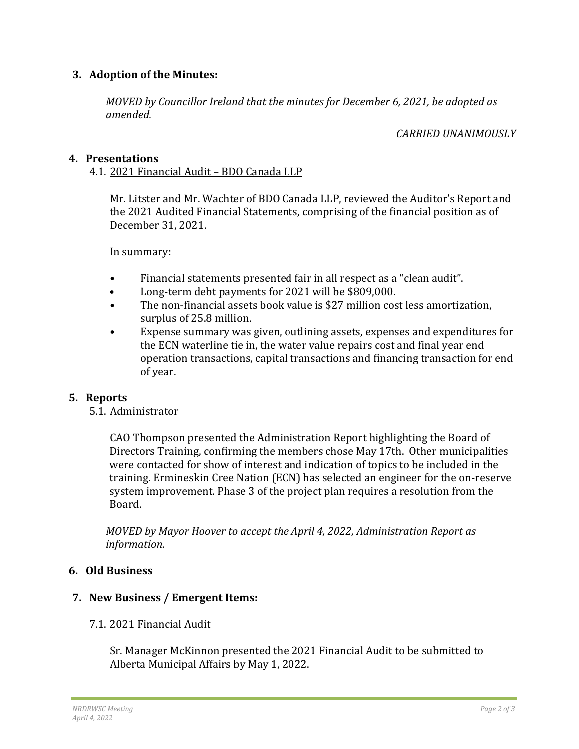## 3. Adoption of the Minutes:

*MOVED by Councillor Ireland that the minutes for December 6, 2021, be adopted as amended.*

*CARRIED UNANIMOUSLY*

## 4. Presentations

### 4.1. 2021 Financial Audit – BDO Canada LLP

Mr. Litster and Mr. Wachter of BDO Canada LLP, reviewed the Auditor's Report and the 2021 Audited Financial Statements, comprising of the financial position as of December 31, 2021.

In summary:

- Financial statements presented fair in all respect as a "clean audit".
- Long-term debt payments for 2021 will be $809,000.
- The non-financial assets book value is $27 million cost less amortization, surplus of 25.8 million.
- Expense summary was given, outlining assets, expenses and expenditures for the ECN waterline tie in, the water value repairs cost and final year end operation transactions, capital transactions and financing transaction for end of year.

## 5. Reports

### 5.1. Administrator

CAO Thompson presented the Administration Report highlighting the Board of Directors Training, confirming the members chose May 17th. Other municipalities were contacted for show of interest and indication of topics to be included in the training. Ermineskin Cree Nation (ECN) has selected an engineer for the on-reserve system improvement. Phase 3 of the project plan requires a resolution from the Board.

*MOVED by Mayor Hoover to accept the April 4, 2022, Administration Report as information.*

## 6. Old Business

## 7. New Business / Emergent Items:

### 7.1. 2021 Financial Audit

Sr. Manager McKinnon presented the 2021 Financial Audit to be submitted to Alberta Municipal Affairs by May 1, 2022.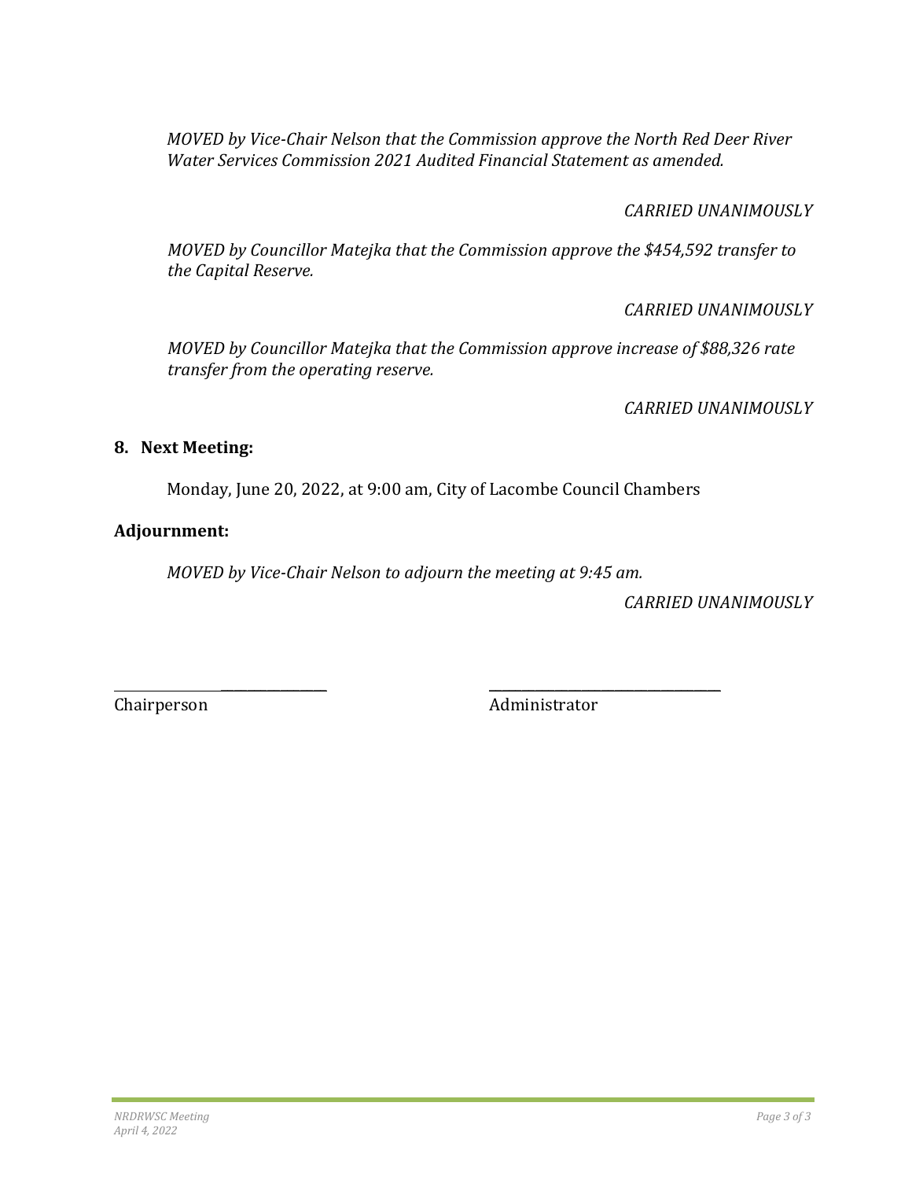*MOVED by Vice-Chair Nelson that the Commission approve the North Red Deer River Water Services Commission 2021 Audited Financial Statement as amended.*

*CARRIED UNANIMOUSLY*

*MOVED by Councillor Matejka that the Commission approve the $454,592 transfer to the Capital Reserve.*

*CARRIED UNANIMOUSLY*

*MOVED by Councillor Matejka that the Commission approve increase of $88,326 rate transfer from the operating reserve.*

*CARRIED UNANIMOUSLY*

**8. Next Meeting:**

Monday, June 20, 2022, at 9:00 am, City of Lacombe Council Chambers

**Adjournment:**

*MOVED by Vice-Chair Nelson to adjourn the meeting at 9:45 am.*

*CARRIED UNANIMOUSLY*

\_\_\_\_\_\_\_\_\_\_\_\_\_\_\_\_\_\_\_\_\_\_\_\_\_\_\_\_\_\_\_\_ &nbsp;&nbsp;&nbsp;&nbsp;&nbsp;&nbsp;&nbsp;&nbsp; \_\_\_\_\_\_\_\_\_\_\_\_\_\_\_\_\_\_\_\_\_\_\_\_\_\_\_\_\_\_\_\_

Chairperson &nbsp;&nbsp;&nbsp;&nbsp;&nbsp;&nbsp;&nbsp;&nbsp;&nbsp;&nbsp;&nbsp;&nbsp;&nbsp;&nbsp;&nbsp;&nbsp;&nbsp;&nbsp;&nbsp;&nbsp;&nbsp;&nbsp;&nbsp;&nbsp;&nbsp;&nbsp;&nbsp;&nbsp; Administrator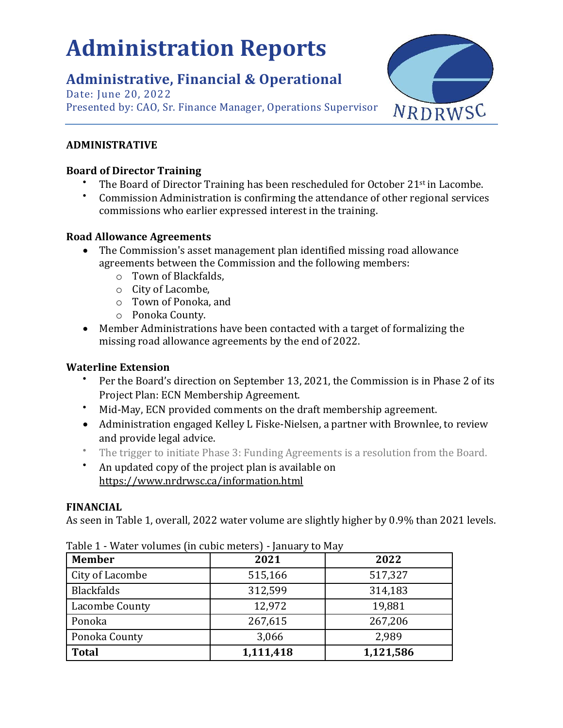# Administration Reports

## Administrative, Financial & Operational

Date: June 20, 2022

Presented by: CAO, Sr. Finance Manager, Operations Supervisor

NRDRWSC

**ADMINISTRATIVE**

**Board of Director Training**

- The Board of Director Training has been rescheduled for October 21st in Lacombe.
- Commission Administration is confirming the attendance of other regional services commissions who earlier expressed interest in the training.

**Road Allowance Agreements**

- The Commission's asset management plan identified missing road allowance agreements between the Commission and the following members:
  - Town of Blackfalds,
  - City of Lacombe,
  - Town of Ponoka, and
  - Ponoka County.
- Member Administrations have been contacted with a target of formalizing the missing road allowance agreements by the end of 2022.

**Waterline Extension**

- Per the Board's direction on September 13, 2021, the Commission is in Phase 2 of its Project Plan: ECN Membership Agreement.
- Mid-May, ECN provided comments on the draft membership agreement.
- Administration engaged Kelley L Fiske-Nielsen, a partner with Brownlee, to review and provide legal advice.
- The trigger to initiate Phase 3: Funding Agreements is a resolution from the Board.
- An updated copy of the project plan is available on https://www.nrdrwsc.ca/information.html

**FINANCIAL**

As seen in Table 1, overall, 2022 water volume are slightly higher by 0.9% than 2021 levels.

Table 1 - Water volumes (in cubic meters) - January to May

| Member | 2021 | 2022 |
|---|---|---|
| City of Lacombe | 515,166 | 517,327 |
| Blackfalds | 312,599 | 314,183 |
| Lacombe County | 12,972 | 19,881 |
| Ponoka | 267,615 | 267,206 |
| Ponoka County | 3,066 | 2,989 |
| **Total** | **1,111,418** | **1,121,586** |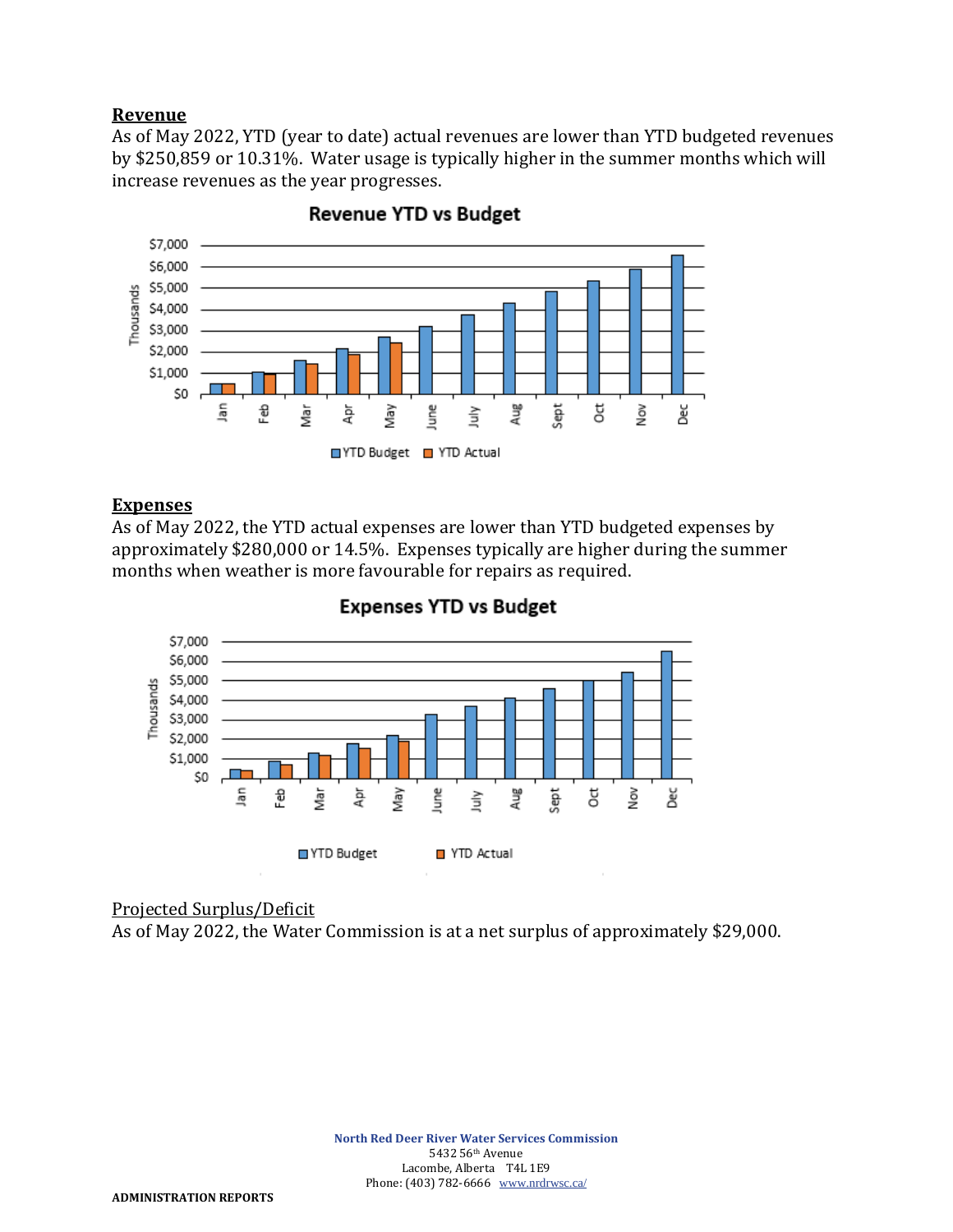## Revenue

As of May 2022, YTD (year to date) actual revenues are lower than YTD budgeted revenues by $250,859 or 10.31%. Water usage is typically higher in the summer months which will increase revenues as the year progresses.

## Expenses

As of May 2022, the YTD actual expenses are lower than YTD budgeted expenses by approximately $280,000 or 14.5%. Expenses typically are higher during the summer months when weather is more favourable for repairs as required.

Projected Surplus/Deficit

As of May 2022, the Water Commission is at a net surplus of approximately $29,000.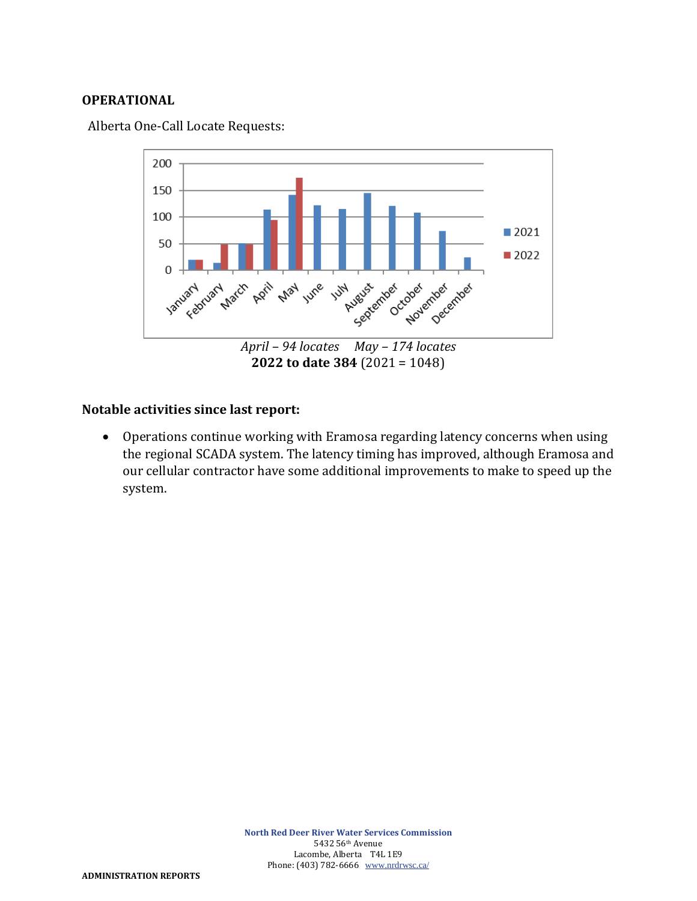**OPERATIONAL**

Alberta One-Call Locate Requests:

*April – 94 locates     May – 174 locates*

**2022 to date 384** (2021 = 1048)

**Notable activities since last report:**

- Operations continue working with Eramosa regarding latency concerns when using the regional SCADA system. The latency timing has improved, although Eramosa and our cellular contractor have some additional improvements to make to speed up the system.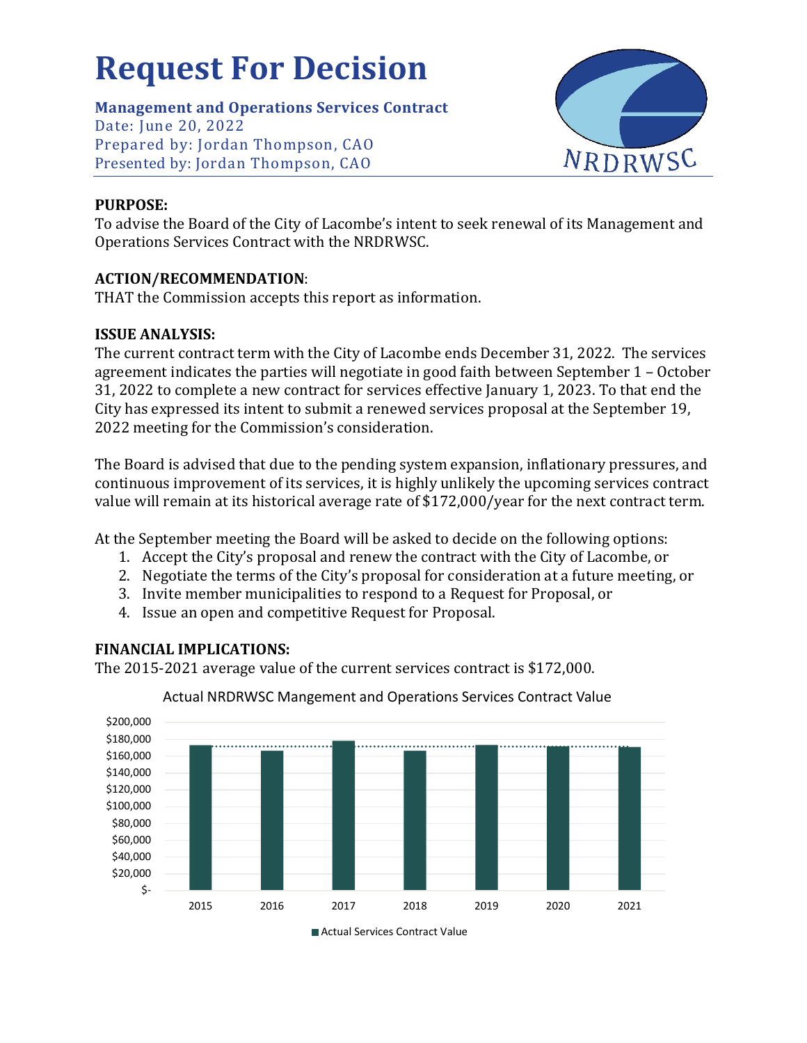# Request For Decision

**Management and Operations Services Contract**
Date: June 20, 2022
Prepared by: Jordan Thompson, CAO
Presented by: Jordan Thompson, CAO

NRDRWSC

**PURPOSE:**
To advise the Board of the City of Lacombe's intent to seek renewal of its Management and Operations Services Contract with the NRDRWSC.

**ACTION/RECOMMENDATION**:
THAT the Commission accepts this report as information.

**ISSUE ANALYSIS:**
The current contract term with the City of Lacombe ends December 31, 2022. The services agreement indicates the parties will negotiate in good faith between September 1 – October 31, 2022 to complete a new contract for services effective January 1, 2023. To that end the City has expressed its intent to submit a renewed services proposal at the September 19, 2022 meeting for the Commission's consideration.

The Board is advised that due to the pending system expansion, inflationary pressures, and continuous improvement of its services, it is highly unlikely the upcoming services contract value will remain at its historical average rate of $172,000/year for the next contract term.

At the September meeting the Board will be asked to decide on the following options:

1. Accept the City's proposal and renew the contract with the City of Lacombe, or
2. Negotiate the terms of the City's proposal for consideration at a future meeting, or
3. Invite member municipalities to respond to a Request for Proposal, or
4. Issue an open and competitive Request for Proposal.

**FINANCIAL IMPLICATIONS:**
The 2015-2021 average value of the current services contract is $172,000.

Actual NRDRWSC Mangement and Operations Services Contract Value

$200,000
$180,000
$160,000
$140,000
$120,000
$100,000
$80,000
$60,000
$40,000
$20,000
$-

2015 2016 2017 2018 2019 2020 2021

Actual Services Contract Value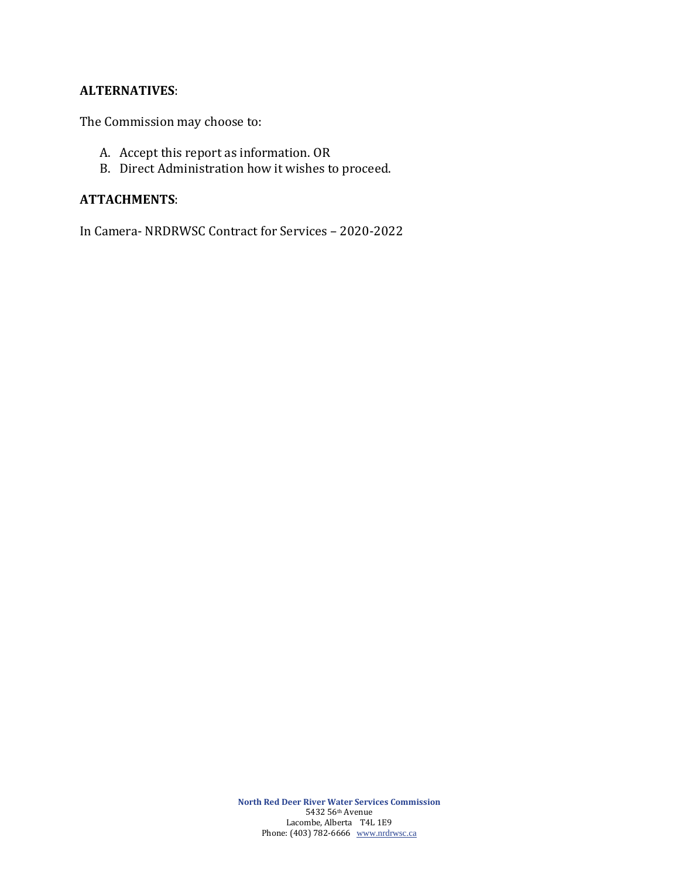**ALTERNATIVES**:

The Commission may choose to:

A. Accept this report as information. OR
B. Direct Administration how it wishes to proceed.

**ATTACHMENTS**:

In Camera- NRDRWSC Contract for Services – 2020-2022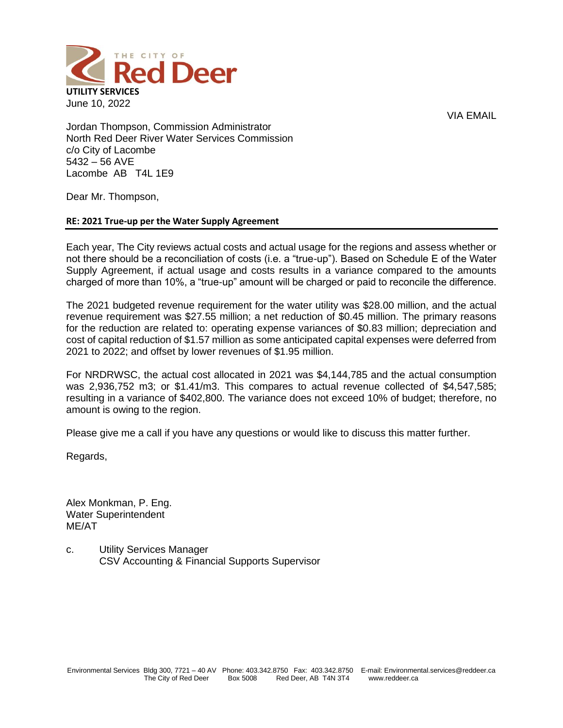THE CITY OF Red Deer

**UTILITY SERVICES**

June 10, 2022

VIA EMAIL

Jordan Thompson, Commission Administrator
North Red Deer River Water Services Commission
c/o City of Lacombe
5432 – 56 AVE
Lacombe AB T4L 1E9

Dear Mr. Thompson,

**RE: 2021 True-up per the Water Supply Agreement**

Each year, The City reviews actual costs and actual usage for the regions and assess whether or not there should be a reconciliation of costs (i.e. a "true-up"). Based on Schedule E of the Water Supply Agreement, if actual usage and costs results in a variance compared to the amounts charged of more than 10%, a "true-up" amount will be charged or paid to reconcile the difference.

The 2021 budgeted revenue requirement for the water utility was $28.00 million, and the actual revenue requirement was $27.55 million; a net reduction of $0.45 million. The primary reasons for the reduction are related to: operating expense variances of $0.83 million; depreciation and cost of capital reduction of $1.57 million as some anticipated capital expenses were deferred from 2021 to 2022; and offset by lower revenues of $1.95 million.

For NRDRWSC, the actual cost allocated in 2021 was $4,144,785 and the actual consumption was 2,936,752 m3; or $1.41/m3. This compares to actual revenue collected of $4,547,585; resulting in a variance of $402,800. The variance does not exceed 10% of budget; therefore, no amount is owing to the region.

Please give me a call if you have any questions or would like to discuss this matter further.

Regards,

Alex Monkman, P. Eng.
Water Superintendent
ME/AT

c. Utility Services Manager
CSV Accounting & Financial Supports Supervisor

Environmental Services Bldg 300, 7721 – 40 AV Phone: 403.342.8750 Fax: 403.342.8750 E-mail: Environmental.services@reddeer.ca
The City of Red Deer Box 5008 Red Deer, AB T4N 3T4 www.reddeer.ca